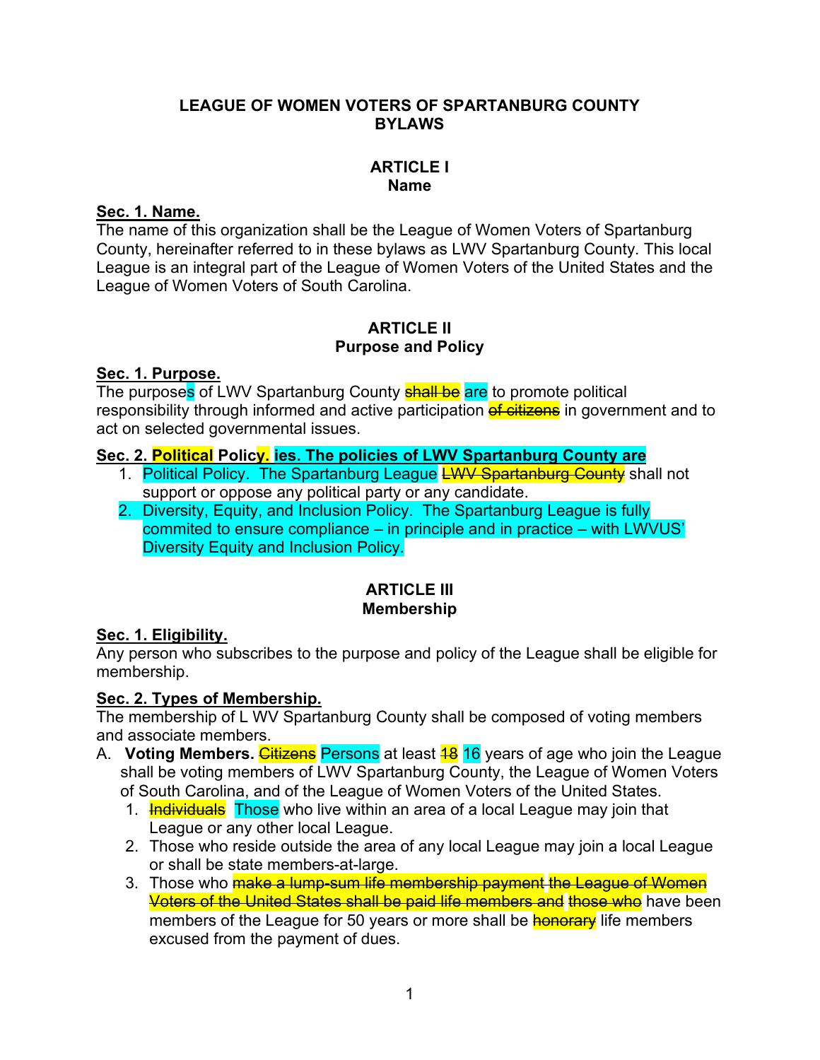**LEAGUE OF WOMEN VOTERS OF SPARTANBURG COUNTY BYLAWS**

# ARTICLE I
## Name

**Sec. 1. Name.**
The name of this organization shall be the League of Women Voters of Spartanburg County, hereinafter referred to in these bylaws as LWV Spartanburg County. This local League is an integral part of the League of Women Voters of the United States and the League of Women Voters of South Carolina.

# ARTICLE II
## Purpose and Policy

**Sec. 1. Purpose.**
The purposes of LWV Spartanburg County ~~shall be~~ are to promote political responsibility through informed and active participation ~~of citizens~~ in government and to act on selected governmental issues.

**Sec. 2. Political Policy. ies. The policies of LWV Spartanburg County are**

1. Political Policy. The Spartanburg League ~~LWV Spartanburg County~~ shall not support or oppose any political party or any candidate.
2. Diversity, Equity, and Inclusion Policy. The Spartanburg League is fully commited to ensure compliance – in principle and in practice – with LWVUS' Diversity Equity and Inclusion Policy.

# ARTICLE III
## Membership

**Sec. 1. Eligibility.**
Any person who subscribes to the purpose and policy of the League shall be eligible for membership.

**Sec. 2. Types of Membership.**
The membership of L WV Spartanburg County shall be composed of voting members and associate members.

A. **Voting Members.** ~~Citizens~~ Persons at least ~~18~~ 16 years of age who join the League shall be voting members of LWV Spartanburg County, the League of Women Voters of South Carolina, and of the League of Women Voters of the United States.
   1. ~~Individuals~~ Those who live within an area of a local League may join that League or any other local League.
   2. Those who reside outside the area of any local League may join a local League or shall be state members-at-large.
   3. Those who ~~make a lump-sum life membership payment the League of Women Voters of the United States shall be paid life members and those who~~ have been members of the League for 50 years or more shall be ~~honorary~~ life members excused from the payment of dues.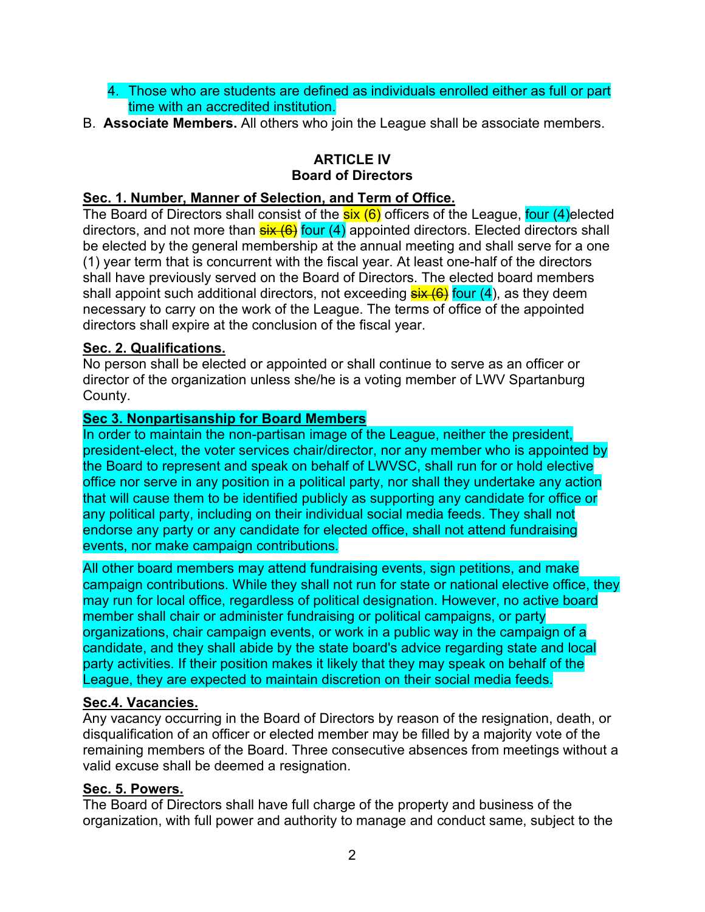4. Those who are students are defined as individuals enrolled either as full or part time with an accredited institution.

B. **Associate Members.** All others who join the League shall be associate members.

## ARTICLE IV
## Board of Directors

**Sec. 1. Number, Manner of Selection, and Term of Office.**

The Board of Directors shall consist of the six (6) officers of the League, four (4)elected directors, and not more than ~~six (6)~~ four (4) appointed directors. Elected directors shall be elected by the general membership at the annual meeting and shall serve for a one (1) year term that is concurrent with the fiscal year. At least one-half of the directors shall have previously served on the Board of Directors. The elected board members shall appoint such additional directors, not exceeding ~~six (6)~~ four (4), as they deem necessary to carry on the work of the League. The terms of office of the appointed directors shall expire at the conclusion of the fiscal year.

**Sec. 2. Qualifications.**

No person shall be elected or appointed or shall continue to serve as an officer or director of the organization unless she/he is a voting member of LWV Spartanburg County.

**Sec 3. Nonpartisanship for Board Members**

In order to maintain the non-partisan image of the League, neither the president, president-elect, the voter services chair/director, nor any member who is appointed by the Board to represent and speak on behalf of LWVSC, shall run for or hold elective office nor serve in any position in a political party, nor shall they undertake any action that will cause them to be identified publicly as supporting any candidate for office or any political party, including on their individual social media feeds. They shall not endorse any party or any candidate for elected office, shall not attend fundraising events, nor make campaign contributions.

All other board members may attend fundraising events, sign petitions, and make campaign contributions. While they shall not run for state or national elective office, they may run for local office, regardless of political designation. However, no active board member shall chair or administer fundraising or political campaigns, or party organizations, chair campaign events, or work in a public way in the campaign of a candidate, and they shall abide by the state board's advice regarding state and local party activities. If their position makes it likely that they may speak on behalf of the League, they are expected to maintain discretion on their social media feeds.

**Sec.4. Vacancies.**

Any vacancy occurring in the Board of Directors by reason of the resignation, death, or disqualification of an officer or elected member may be filled by a majority vote of the remaining members of the Board. Three consecutive absences from meetings without a valid excuse shall be deemed a resignation.

**Sec. 5. Powers.**

The Board of Directors shall have full charge of the property and business of the organization, with full power and authority to manage and conduct same, subject to the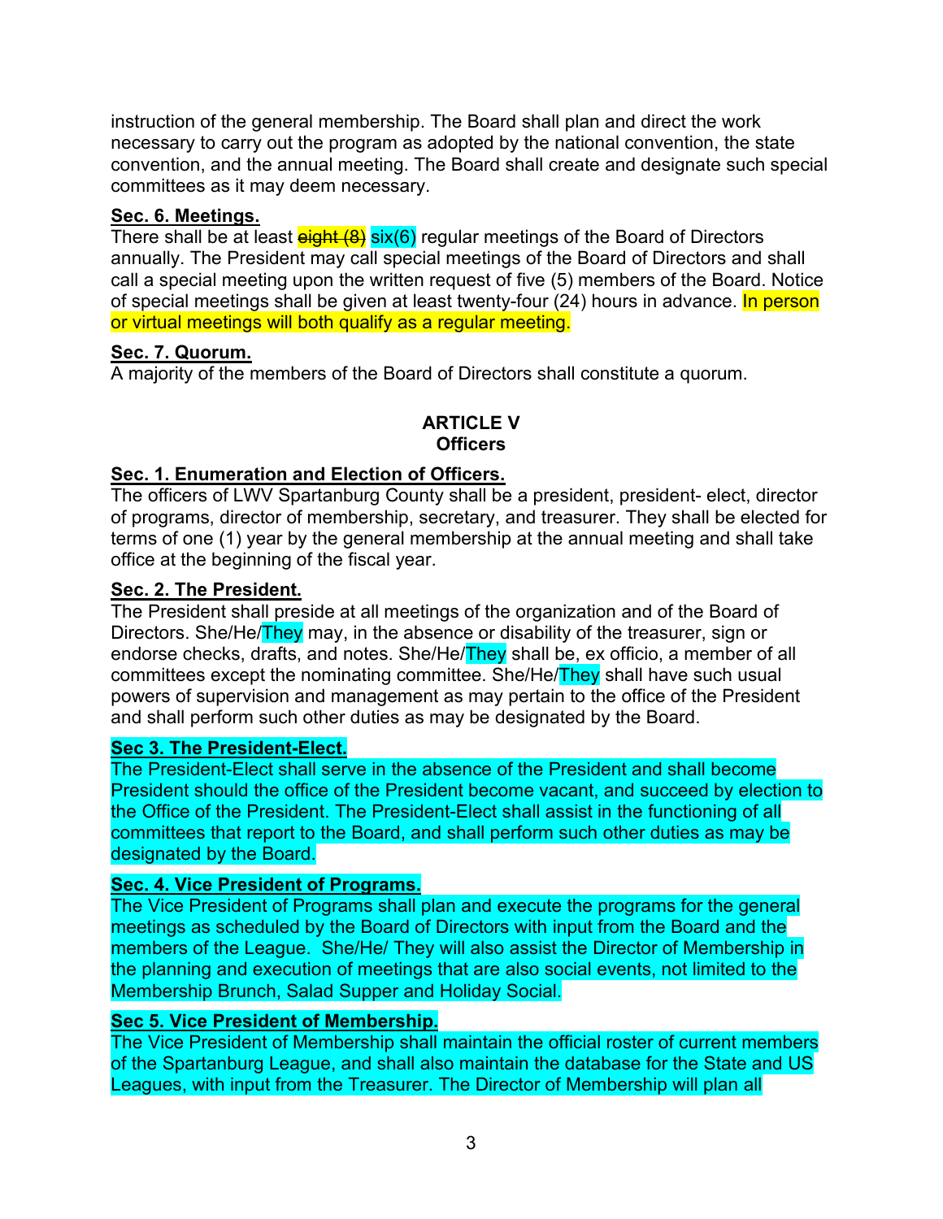instruction of the general membership. The Board shall plan and direct the work necessary to carry out the program as adopted by the national convention, the state convention, and the annual meeting. The Board shall create and designate such special committees as it may deem necessary.

**Sec. 6. Meetings.**
There shall be at least ~~eight (8)~~ six(6) regular meetings of the Board of Directors annually. The President may call special meetings of the Board of Directors and shall call a special meeting upon the written request of five (5) members of the Board. Notice of special meetings shall be given at least twenty-four (24) hours in advance. In person or virtual meetings will both qualify as a regular meeting.

**Sec. 7. Quorum.**
A majority of the members of the Board of Directors shall constitute a quorum.

## ARTICLE V
## Officers

**Sec. 1. Enumeration and Election of Officers.**
The officers of LWV Spartanburg County shall be a president, president- elect, director of programs, director of membership, secretary, and treasurer. They shall be elected for terms of one (1) year by the general membership at the annual meeting and shall take office at the beginning of the fiscal year.

**Sec. 2. The President.**
The President shall preside at all meetings of the organization and of the Board of Directors. She/He/They may, in the absence or disability of the treasurer, sign or endorse checks, drafts, and notes. She/He/They shall be, ex officio, a member of all committees except the nominating committee. She/He/They shall have such usual powers of supervision and management as may pertain to the office of the President and shall perform such other duties as may be designated by the Board.

**Sec 3. The President-Elect.**
The President-Elect shall serve in the absence of the President and shall become President should the office of the President become vacant, and succeed by election to the Office of the President. The President-Elect shall assist in the functioning of all committees that report to the Board, and shall perform such other duties as may be designated by the Board.

**Sec. 4. Vice President of Programs.**
The Vice President of Programs shall plan and execute the programs for the general meetings as scheduled by the Board of Directors with input from the Board and the members of the League. She/He/ They will also assist the Director of Membership in the planning and execution of meetings that are also social events, not limited to the Membership Brunch, Salad Supper and Holiday Social.

**Sec 5. Vice President of Membership.**
The Vice President of Membership shall maintain the official roster of current members of the Spartanburg League, and shall also maintain the database for the State and US Leagues, with input from the Treasurer. The Director of Membership will plan all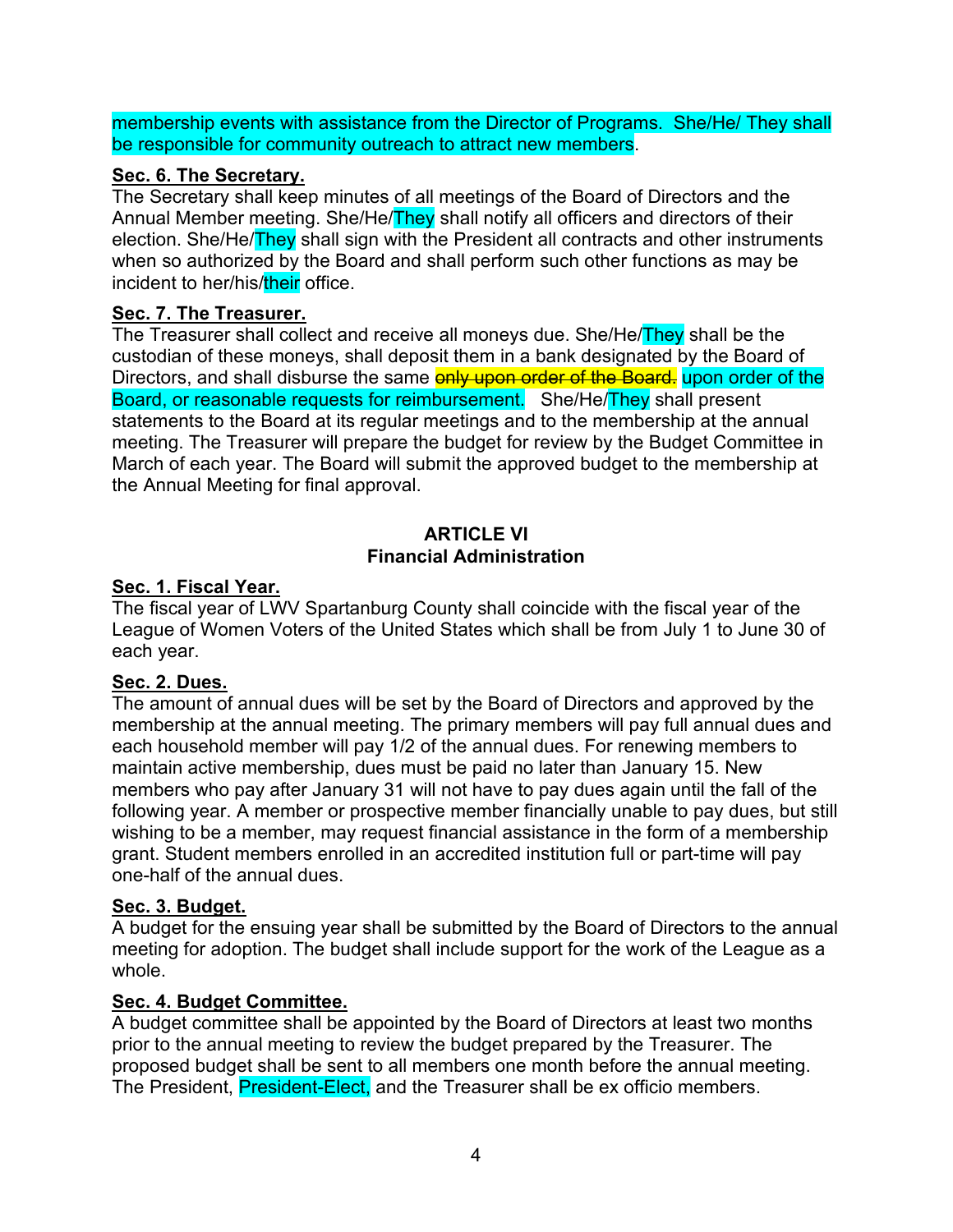membership events with assistance from the Director of Programs. She/He/ They shall be responsible for community outreach to attract new members.

**Sec. 6. The Secretary.**
The Secretary shall keep minutes of all meetings of the Board of Directors and the Annual Member meeting. She/He/They shall notify all officers and directors of their election. She/He/They shall sign with the President all contracts and other instruments when so authorized by the Board and shall perform such other functions as may be incident to her/his/their office.

**Sec. 7. The Treasurer.**
The Treasurer shall collect and receive all moneys due. She/He/They shall be the custodian of these moneys, shall deposit them in a bank designated by the Board of Directors, and shall disburse the same ~~only upon order of the Board.~~ upon order of the Board, or reasonable requests for reimbursement. She/He/They shall present statements to the Board at its regular meetings and to the membership at the annual meeting. The Treasurer will prepare the budget for review by the Budget Committee in March of each year. The Board will submit the approved budget to the membership at the Annual Meeting for final approval.

## ARTICLE VI
## Financial Administration

**Sec. 1. Fiscal Year.**
The fiscal year of LWV Spartanburg County shall coincide with the fiscal year of the League of Women Voters of the United States which shall be from July 1 to June 30 of each year.

**Sec. 2. Dues.**
The amount of annual dues will be set by the Board of Directors and approved by the membership at the annual meeting. The primary members will pay full annual dues and each household member will pay 1/2 of the annual dues. For renewing members to maintain active membership, dues must be paid no later than January 15. New members who pay after January 31 will not have to pay dues again until the fall of the following year. A member or prospective member financially unable to pay dues, but still wishing to be a member, may request financial assistance in the form of a membership grant. Student members enrolled in an accredited institution full or part-time will pay one-half of the annual dues.

**Sec. 3. Budget.**
A budget for the ensuing year shall be submitted by the Board of Directors to the annual meeting for adoption. The budget shall include support for the work of the League as a whole.

**Sec. 4. Budget Committee.**
A budget committee shall be appointed by the Board of Directors at least two months prior to the annual meeting to review the budget prepared by the Treasurer. The proposed budget shall be sent to all members one month before the annual meeting. The President, President-Elect, and the Treasurer shall be ex officio members.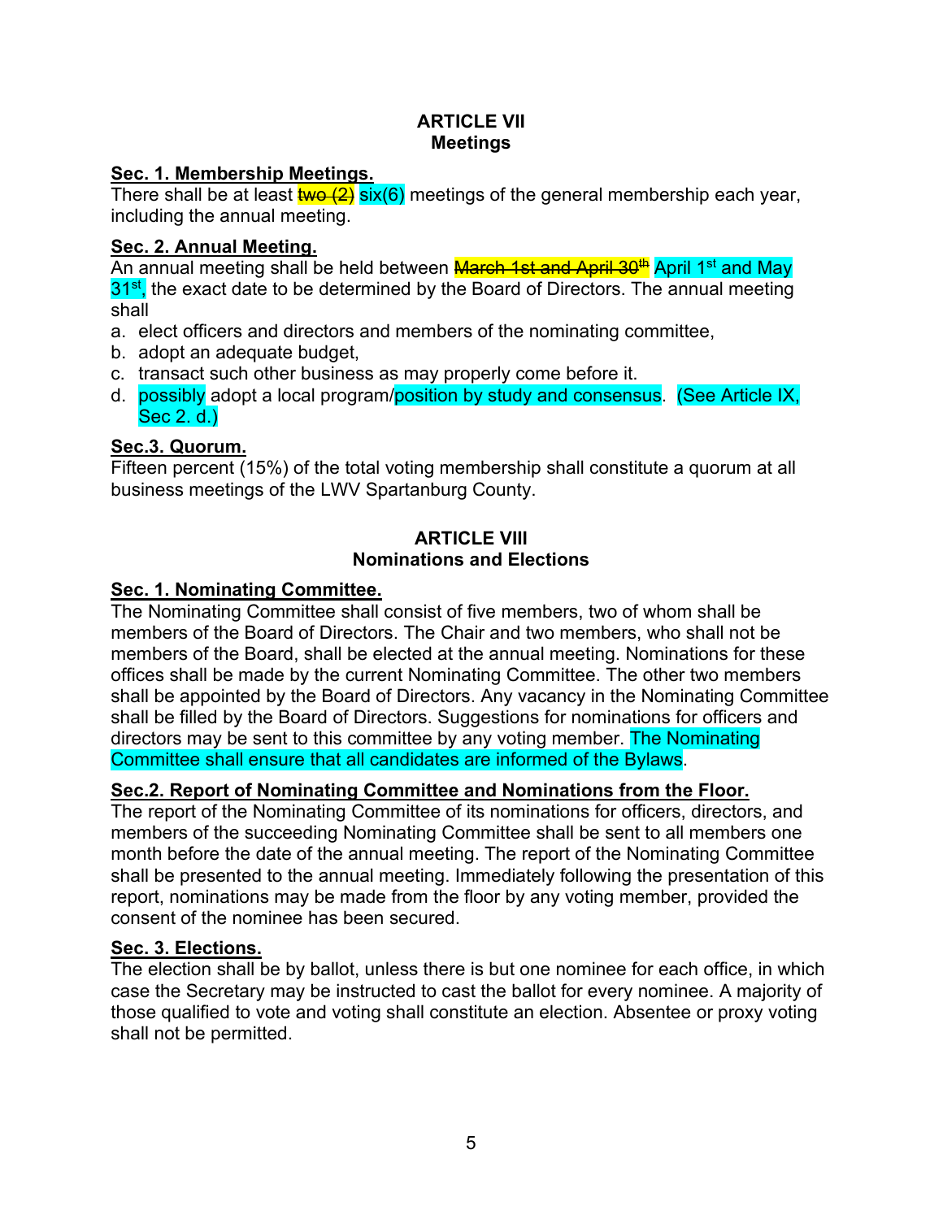## ARTICLE VII
## Meetings

**Sec. 1. Membership Meetings.**
There shall be at least ~~two (2)~~ six(6) meetings of the general membership each year, including the annual meeting.

**Sec. 2. Annual Meeting.**
An annual meeting shall be held between ~~March 1st and April 30th~~ April 1st and May 31st, the exact date to be determined by the Board of Directors. The annual meeting shall

a. elect officers and directors and members of the nominating committee,
b. adopt an adequate budget,
c. transact such other business as may properly come before it.
d. possibly adopt a local program/position by study and consensus. (See Article IX, Sec 2. d.)

**Sec.3. Quorum.**
Fifteen percent (15%) of the total voting membership shall constitute a quorum at all business meetings of the LWV Spartanburg County.

## ARTICLE VIII
## Nominations and Elections

**Sec. 1. Nominating Committee.**
The Nominating Committee shall consist of five members, two of whom shall be members of the Board of Directors. The Chair and two members, who shall not be members of the Board, shall be elected at the annual meeting. Nominations for these offices shall be made by the current Nominating Committee. The other two members shall be appointed by the Board of Directors. Any vacancy in the Nominating Committee shall be filled by the Board of Directors. Suggestions for nominations for officers and directors may be sent to this committee by any voting member. The Nominating Committee shall ensure that all candidates are informed of the Bylaws.

**Sec.2. Report of Nominating Committee and Nominations from the Floor.**
The report of the Nominating Committee of its nominations for officers, directors, and members of the succeeding Nominating Committee shall be sent to all members one month before the date of the annual meeting. The report of the Nominating Committee shall be presented to the annual meeting. Immediately following the presentation of this report, nominations may be made from the floor by any voting member, provided the consent of the nominee has been secured.

**Sec. 3. Elections.**
The election shall be by ballot, unless there is but one nominee for each office, in which case the Secretary may be instructed to cast the ballot for every nominee. A majority of those qualified to vote and voting shall constitute an election. Absentee or proxy voting shall not be permitted.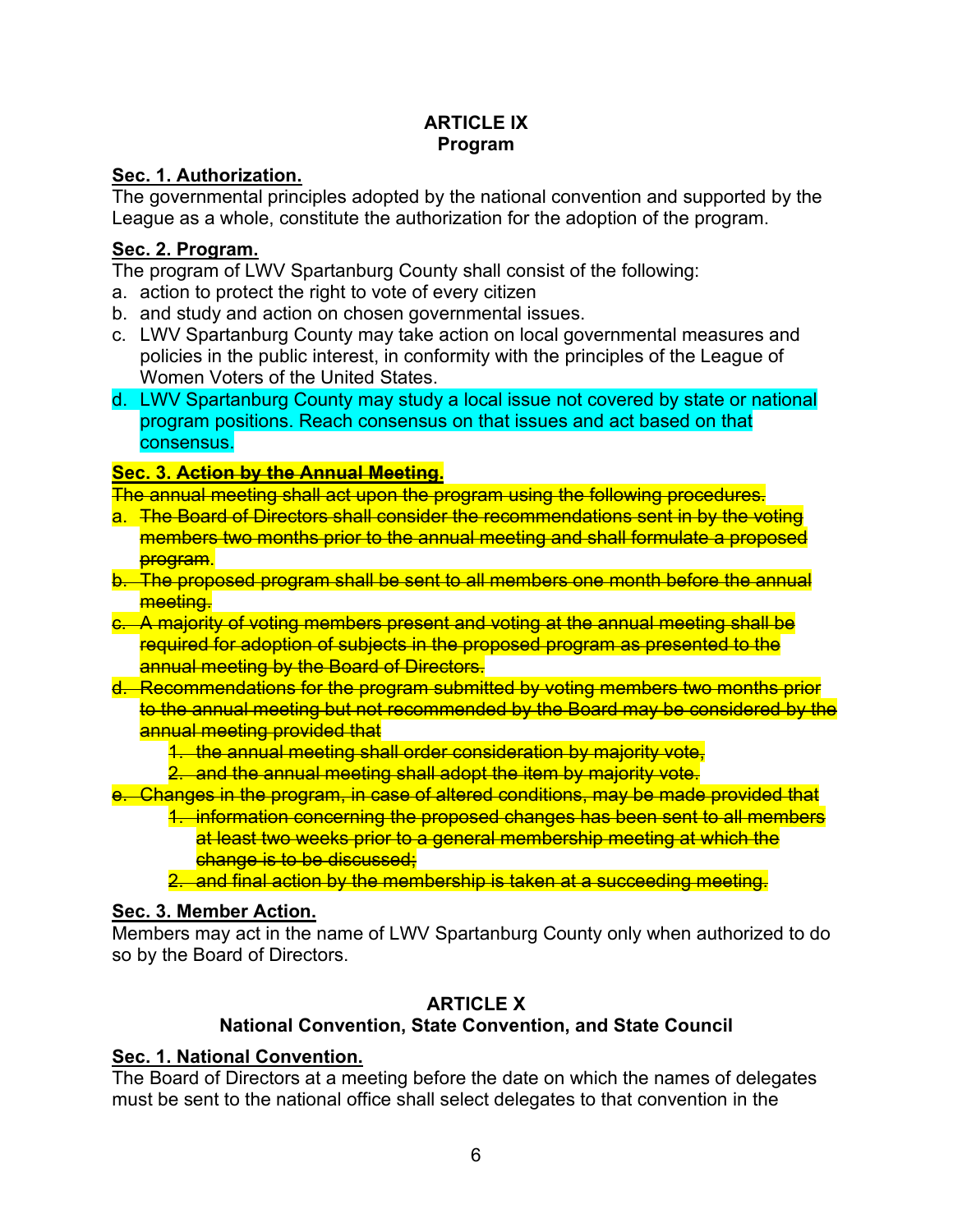### ARTICLE IX
### Program

**Sec. 1. Authorization.**
The governmental principles adopted by the national convention and supported by the League as a whole, constitute the authorization for the adoption of the program.

**Sec. 2. Program.**
The program of LWV Spartanburg County shall consist of the following:

a. action to protect the right to vote of every citizen
b. and study and action on chosen governmental issues.
c. LWV Spartanburg County may take action on local governmental measures and policies in the public interest, in conformity with the principles of the League of Women Voters of the United States.
d. LWV Spartanburg County may study a local issue not covered by state or national program positions. Reach consensus on that issues and act based on that consensus.

**Sec. 3. ~~Action by the Annual Meeting.~~**
~~The annual meeting shall act upon the program using the following procedures.~~

a. ~~The Board of Directors shall consider the recommendations sent in by the voting members two months prior to the annual meeting and shall formulate a proposed program~~.
b. ~~The proposed program shall be sent to all members one month before the annual meeting.~~
c. ~~A majority of voting members present and voting at the annual meeting shall be required for adoption of subjects in the proposed program as presented to the annual meeting by the Board of Directors.~~
d. ~~Recommendations for the program submitted by voting members two months prior to the annual meeting but not recommended by the Board may be considered by the annual meeting provided that~~
   1. ~~the annual meeting shall order consideration by majority vote,~~
   2. ~~and the annual meeting shall adopt the item by majority vote.~~
e. ~~Changes in the program, in case of altered conditions, may be made provided that~~
   1. ~~information concerning the proposed changes has been sent to all members at least two weeks prior to a general membership meeting at which the change is to be discussed;~~
   2. ~~and final action by the membership is taken at a succeeding meeting.~~

**Sec. 3. Member Action.**
Members may act in the name of LWV Spartanburg County only when authorized to do so by the Board of Directors.

### ARTICLE X
### National Convention, State Convention, and State Council

**Sec. 1. National Convention.**
The Board of Directors at a meeting before the date on which the names of delegates must be sent to the national office shall select delegates to that convention in the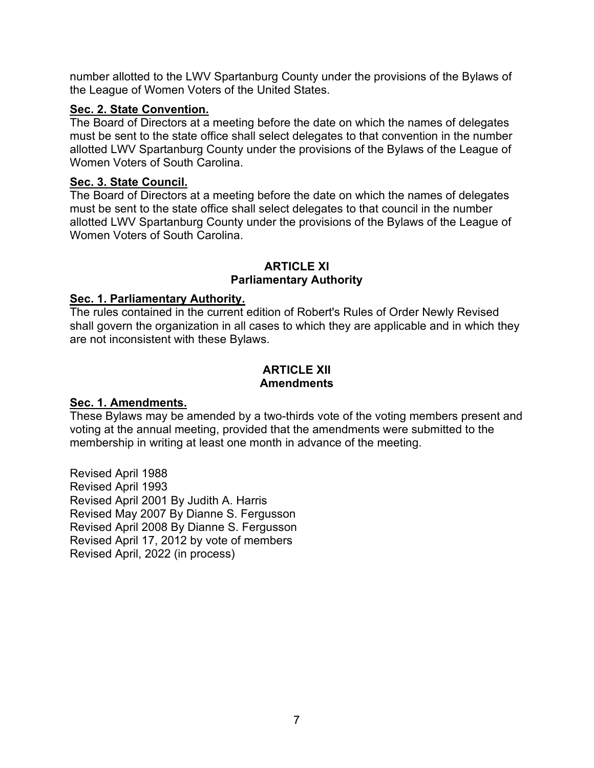number allotted to the LWV Spartanburg County under the provisions of the Bylaws of the League of Women Voters of the United States.

**Sec. 2. State Convention.**

The Board of Directors at a meeting before the date on which the names of delegates must be sent to the state office shall select delegates to that convention in the number allotted LWV Spartanburg County under the provisions of the Bylaws of the League of Women Voters of South Carolina.

**Sec. 3. State Council.**

The Board of Directors at a meeting before the date on which the names of delegates must be sent to the state office shall select delegates to that council in the number allotted LWV Spartanburg County under the provisions of the Bylaws of the League of Women Voters of South Carolina.

## ARTICLE XI
## Parliamentary Authority

**Sec. 1. Parliamentary Authority.**

The rules contained in the current edition of Robert's Rules of Order Newly Revised shall govern the organization in all cases to which they are applicable and in which they are not inconsistent with these Bylaws.

## ARTICLE XII
## Amendments

**Sec. 1. Amendments.**

These Bylaws may be amended by a two-thirds vote of the voting members present and voting at the annual meeting, provided that the amendments were submitted to the membership in writing at least one month in advance of the meeting.

Revised April 1988
Revised April 1993
Revised April 2001 By Judith A. Harris
Revised May 2007 By Dianne S. Fergusson
Revised April 2008 By Dianne S. Fergusson
Revised April 17, 2012 by vote of members
Revised April, 2022 (in process)